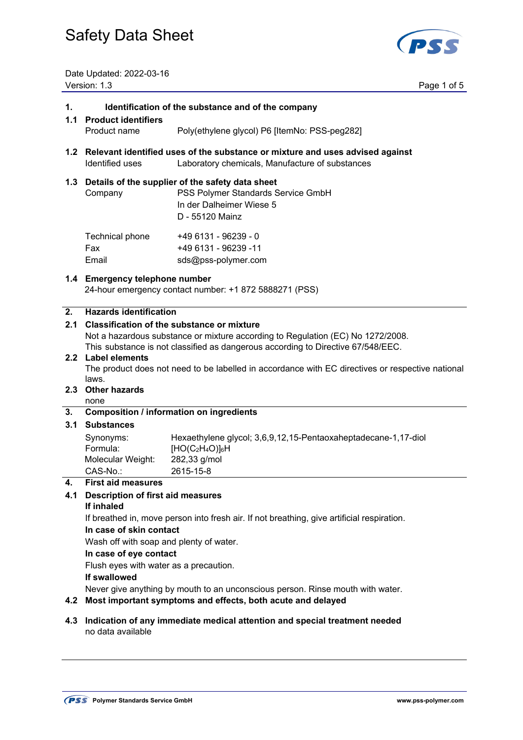# Safety Data Sheet

Date Updated: 2022-03-16
Version: 1.3

## 1. Identification of the substance and of the company

### 1.1 Product identifiers

Product name Poly(ethylene glycol) P6 [ItemNo: PSS-peg282]

### 1.2 Relevant identified uses of the substance or mixture and uses advised against

Identified uses Laboratory chemicals, Manufacture of substances

### 1.3 Details of the supplier of the safety data sheet

| | |
|---|---|
| Company | PSS Polymer Standards Service GmbH<br>In der Dalheimer Wiese 5<br>D - 55120 Mainz |
| Technical phone | +49 6131 - 96239 - 0 |
| Fax | +49 6131 - 96239 -11 |
| Email | sds@pss-polymer.com |

### 1.4 Emergency telephone number

24-hour emergency contact number: +1 872 5888271 (PSS)

## 2. Hazards identification

### 2.1 Classification of the substance or mixture

Not a hazardous substance or mixture according to Regulation (EC) No 1272/2008.
This substance is not classified as dangerous according to Directive 67/548/EEC.

### 2.2 Label elements

The product does not need to be labelled in accordance with EC directives or respective national laws.

### 2.3 Other hazards

none

## 3. Composition / information on ingredients

### 3.1 Substances

| | |
|---|---|
| Synonyms: | Hexaethylene glycol; 3,6,9,12,15-Pentaoxaheptadecane-1,17-diol |
| Formula: | $[HO(C_2H_4O)]_6H$ |
| Molecular Weight: | 282,33 g/mol |
| CAS-No.: | 2615-15-8 |

## 4. First aid measures

### 4.1 Description of first aid measures

**If inhaled**

If breathed in, move person into fresh air. If not breathing, give artificial respiration.

**In case of skin contact**

Wash off with soap and plenty of water.

**In case of eye contact**

Flush eyes with water as a precaution.

**If swallowed**

Never give anything by mouth to an unconscious person. Rinse mouth with water.

### 4.2 Most important symptoms and effects, both acute and delayed

### 4.3 Indication of any immediate medical attention and special treatment needed

no data available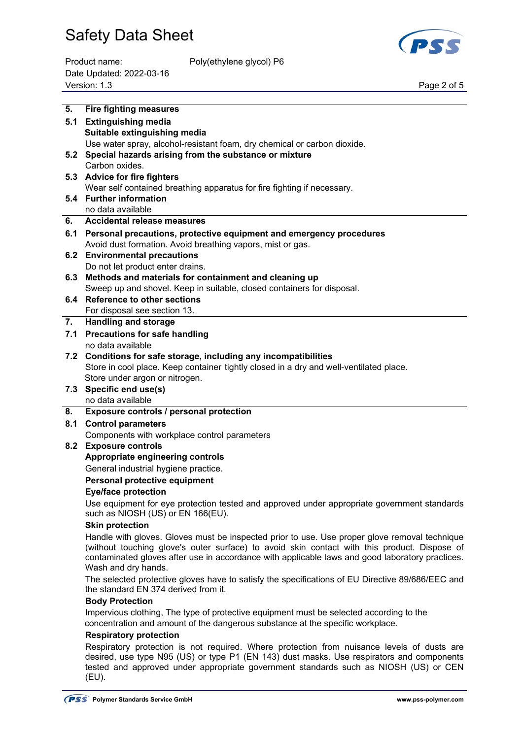## 5. Fire fighting measures

### 5.1 Extinguishing media

**Suitable extinguishing media**

Use water spray, alcohol-resistant foam, dry chemical or carbon dioxide.

### 5.2 Special hazards arising from the substance or mixture

Carbon oxides.

### 5.3 Advice for fire fighters

Wear self contained breathing apparatus for fire fighting if necessary.

### 5.4 Further information

no data available

## 6. Accidental release measures

### 6.1 Personal precautions, protective equipment and emergency procedures

Avoid dust formation. Avoid breathing vapors, mist or gas.

### 6.2 Environmental precautions

Do not let product enter drains.

### 6.3 Methods and materials for containment and cleaning up

Sweep up and shovel. Keep in suitable, closed containers for disposal.

### 6.4 Reference to other sections

For disposal see section 13.

## 7. Handling and storage

### 7.1 Precautions for safe handling

no data available

### 7.2 Conditions for safe storage, including any incompatibilities

Store in cool place. Keep container tightly closed in a dry and well-ventilated place.
Store under argon or nitrogen.

### 7.3 Specific end use(s)

no data available

## 8. Exposure controls / personal protection

### 8.1 Control parameters

Components with workplace control parameters

### 8.2 Exposure controls

**Appropriate engineering controls**

General industrial hygiene practice.

**Personal protective equipment**

**Eye/face protection**

Use equipment for eye protection tested and approved under appropriate government standards such as NIOSH (US) or EN 166(EU).

**Skin protection**

Handle with gloves. Gloves must be inspected prior to use. Use proper glove removal technique (without touching glove's outer surface) to avoid skin contact with this product. Dispose of contaminated gloves after use in accordance with applicable laws and good laboratory practices. Wash and dry hands.

The selected protective gloves have to satisfy the specifications of EU Directive 89/686/EEC and the standard EN 374 derived from it.

**Body Protection**

Impervious clothing, The type of protective equipment must be selected according to the concentration and amount of the dangerous substance at the specific workplace.

**Respiratory protection**

Respiratory protection is not required. Where protection from nuisance levels of dusts are desired, use type N95 (US) or type P1 (EN 143) dust masks. Use respirators and components tested and approved under appropriate government standards such as NIOSH (US) or CEN (EU).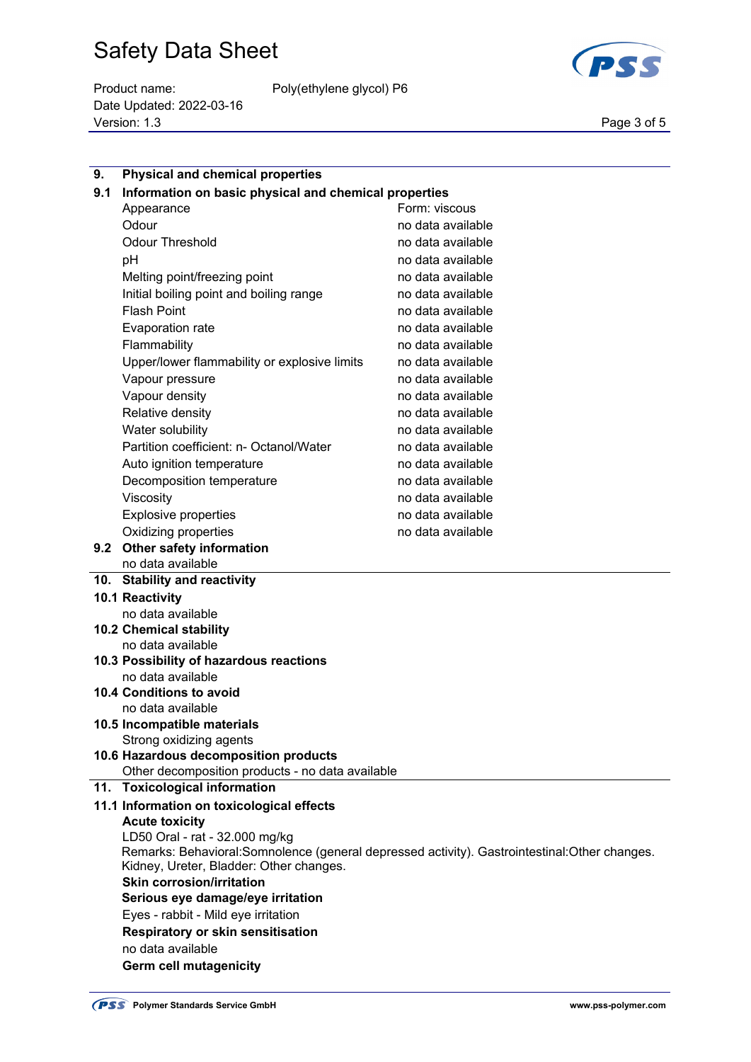## 9. Physical and chemical properties

### 9.1 Information on basic physical and chemical properties

| Property | Value |
|---|---|
| Appearance | Form: viscous |
| Odour | no data available |
| Odour Threshold | no data available |
| pH | no data available |
| Melting point/freezing point | no data available |
| Initial boiling point and boiling range | no data available |
| Flash Point | no data available |
| Evaporation rate | no data available |
| Flammability | no data available |
| Upper/lower flammability or explosive limits | no data available |
| Vapour pressure | no data available |
| Vapour density | no data available |
| Relative density | no data available |
| Water solubility | no data available |
| Partition coefficient: n- Octanol/Water | no data available |
| Auto ignition temperature | no data available |
| Decomposition temperature | no data available |
| Viscosity | no data available |
| Explosive properties | no data available |
| Oxidizing properties | no data available |

### 9.2 Other safety information

no data available

## 10. Stability and reactivity

### 10.1 Reactivity

no data available

### 10.2 Chemical stability

no data available

### 10.3 Possibility of hazardous reactions

no data available

### 10.4 Conditions to avoid

no data available

### 10.5 Incompatible materials

Strong oxidizing agents

### 10.6 Hazardous decomposition products

Other decomposition products - no data available

## 11. Toxicological information

### 11.1 Information on toxicological effects

**Acute toxicity**

LD50 Oral - rat - 32.000 mg/kg

Remarks: Behavioral:Somnolence (general depressed activity). Gastrointestinal:Other changes. Kidney, Ureter, Bladder: Other changes.

**Skin corrosion/irritation**

**Serious eye damage/eye irritation**

Eyes - rabbit - Mild eye irritation

**Respiratory or skin sensitisation**

no data available

**Germ cell mutagenicity**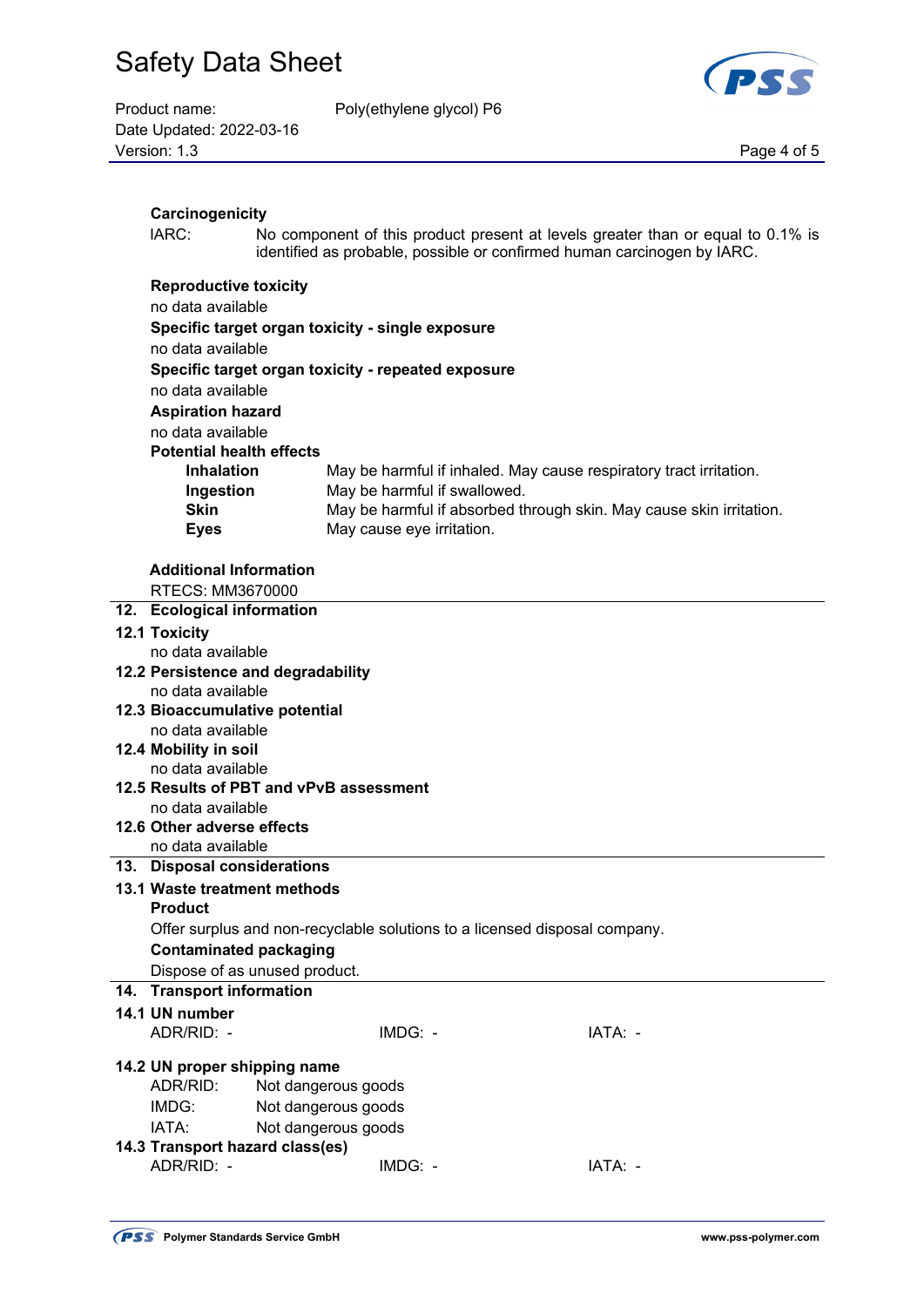**Carcinogenicity**

IARC: No component of this product present at levels greater than or equal to 0.1% is identified as probable, possible or confirmed human carcinogen by IARC.

**Reproductive toxicity**

no data available

**Specific target organ toxicity - single exposure**

no data available

**Specific target organ toxicity - repeated exposure**

no data available

**Aspiration hazard**

no data available

**Potential health effects**

| | |
|---|---|
| **Inhalation** | May be harmful if inhaled. May cause respiratory tract irritation. |
| **Ingestion** | May be harmful if swallowed. |
| **Skin** | May be harmful if absorbed through skin. May cause skin irritation. |
| **Eyes** | May cause eye irritation. |

**Additional Information**

RTECS: MM3670000

## 12. Ecological information

### 12.1 Toxicity

no data available

### 12.2 Persistence and degradability

no data available

### 12.3 Bioaccumulative potential

no data available

### 12.4 Mobility in soil

no data available

### 12.5 Results of PBT and vPvB assessment

no data available

### 12.6 Other adverse effects

no data available

## 13. Disposal considerations

### 13.1 Waste treatment methods

**Product**

Offer surplus and non-recyclable solutions to a licensed disposal company.

**Contaminated packaging**

Dispose of as unused product.

## 14. Transport information

### 14.1 UN number

ADR/RID: - IMDG: - IATA: -

### 14.2 UN proper shipping name

ADR/RID: Not dangerous goods
IMDG: Not dangerous goods
IATA: Not dangerous goods

### 14.3 Transport hazard class(es)

ADR/RID: - IMDG: - IATA: -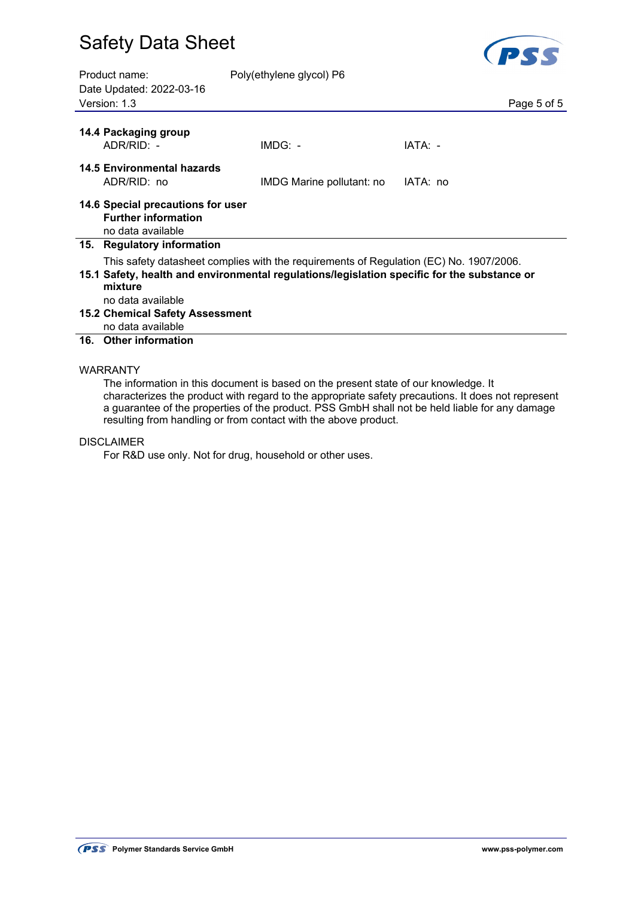**14.4 Packaging group**

| | | |
|---|---|---|
| ADR/RID: - | IMDG: - | IATA: - |

**14.5 Environmental hazards**

| | | |
|---|---|---|
| ADR/RID: no | IMDG Marine pollutant: no | IATA: no |

**14.6 Special precautions for user**

**Further information**

no data available

## 15. Regulatory information

This safety datasheet complies with the requirements of Regulation (EC) No. 1907/2006.

**15.1 Safety, health and environmental regulations/legislation specific for the substance or mixture**

no data available

**15.2 Chemical Safety Assessment**

no data available

## 16. Other information

WARRANTY

The information in this document is based on the present state of our knowledge. It characterizes the product with regard to the appropriate safety precautions. It does not represent a guarantee of the properties of the product. PSS GmbH shall not be held liable for any damage resulting from handling or from contact with the above product.

DISCLAIMER

For R&D use only. Not for drug, household or other uses.